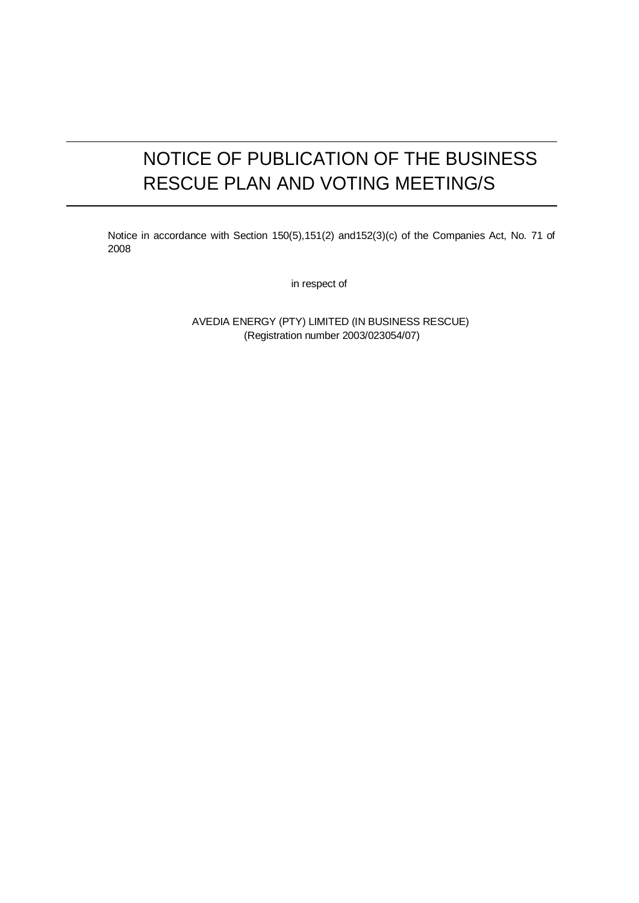# NOTICE OF PUBLICATION OF THE BUSINESS RESCUE PLAN AND VOTING MEETING/S

Notice in accordance with Section 150(5),151(2) and152(3)(c) of the Companies Act, No. 71 of 2008

in respect of

AVEDIA ENERGY (PTY) LIMITED (IN BUSINESS RESCUE)
(Registration number 2003/023054/07)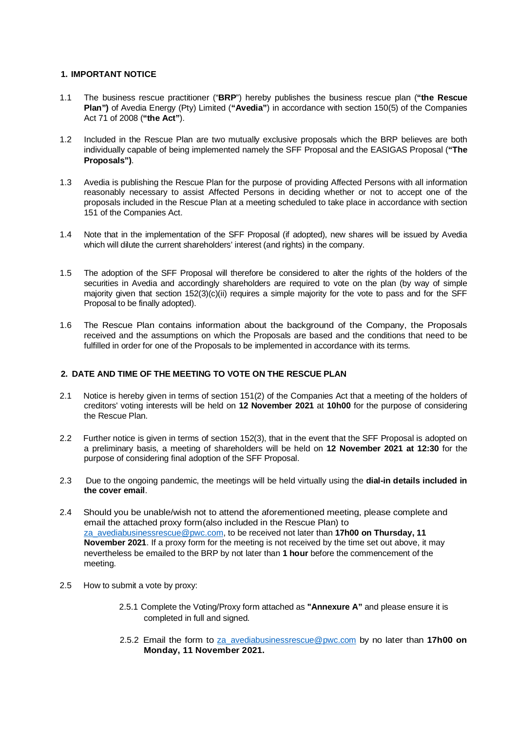## 1. IMPORTANT NOTICE

1.1 The business rescue practitioner ("**BRP**") hereby publishes the business rescue plan (**"the Rescue Plan")** of Avedia Energy (Pty) Limited (**"Avedia"**) in accordance with section 150(5) of the Companies Act 71 of 2008 (**"the Act"**).

1.2 Included in the Rescue Plan are two mutually exclusive proposals which the BRP believes are both individually capable of being implemented namely the SFF Proposal and the EASIGAS Proposal (**"The Proposals")**.

1.3 Avedia is publishing the Rescue Plan for the purpose of providing Affected Persons with all information reasonably necessary to assist Affected Persons in deciding whether or not to accept one of the proposals included in the Rescue Plan at a meeting scheduled to take place in accordance with section 151 of the Companies Act.

1.4 Note that in the implementation of the SFF Proposal (if adopted), new shares will be issued by Avedia which will dilute the current shareholders' interest (and rights) in the company.

1.5 The adoption of the SFF Proposal will therefore be considered to alter the rights of the holders of the securities in Avedia and accordingly shareholders are required to vote on the plan (by way of simple majority given that section 152(3)(c)(ii) requires a simple majority for the vote to pass and for the SFF Proposal to be finally adopted).

1.6 The Rescue Plan contains information about the background of the Company, the Proposals received and the assumptions on which the Proposals are based and the conditions that need to be fulfilled in order for one of the Proposals to be implemented in accordance with its terms.

## 2. DATE AND TIME OF THE MEETING TO VOTE ON THE RESCUE PLAN

2.1 Notice is hereby given in terms of section 151(2) of the Companies Act that a meeting of the holders of creditors' voting interests will be held on **12 November 2021** at **10h00** for the purpose of considering the Rescue Plan.

2.2 Further notice is given in terms of section 152(3), that in the event that the SFF Proposal is adopted on a preliminary basis, a meeting of shareholders will be held on **12 November 2021 at 12:30** for the purpose of considering final adoption of the SFF Proposal.

2.3 Due to the ongoing pandemic, the meetings will be held virtually using the **dial-in details included in the cover email**.

2.4 Should you be unable/wish not to attend the aforementioned meeting, please complete and email the attached proxy form(also included in the Rescue Plan) to za_avediabusinessrescue@pwc.com, to be received not later than **17h00 on Thursday, 11 November 2021**. If a proxy form for the meeting is not received by the time set out above, it may nevertheless be emailed to the BRP by not later than **1 hour** before the commencement of the meeting.

2.5 How to submit a vote by proxy:

2.5.1 Complete the Voting/Proxy form attached as **"Annexure A"** and please ensure it is completed in full and signed.

2.5.2 Email the form to za_avediabusinessrescue@pwc.com by no later than **17h00 on Monday, 11 November 2021.**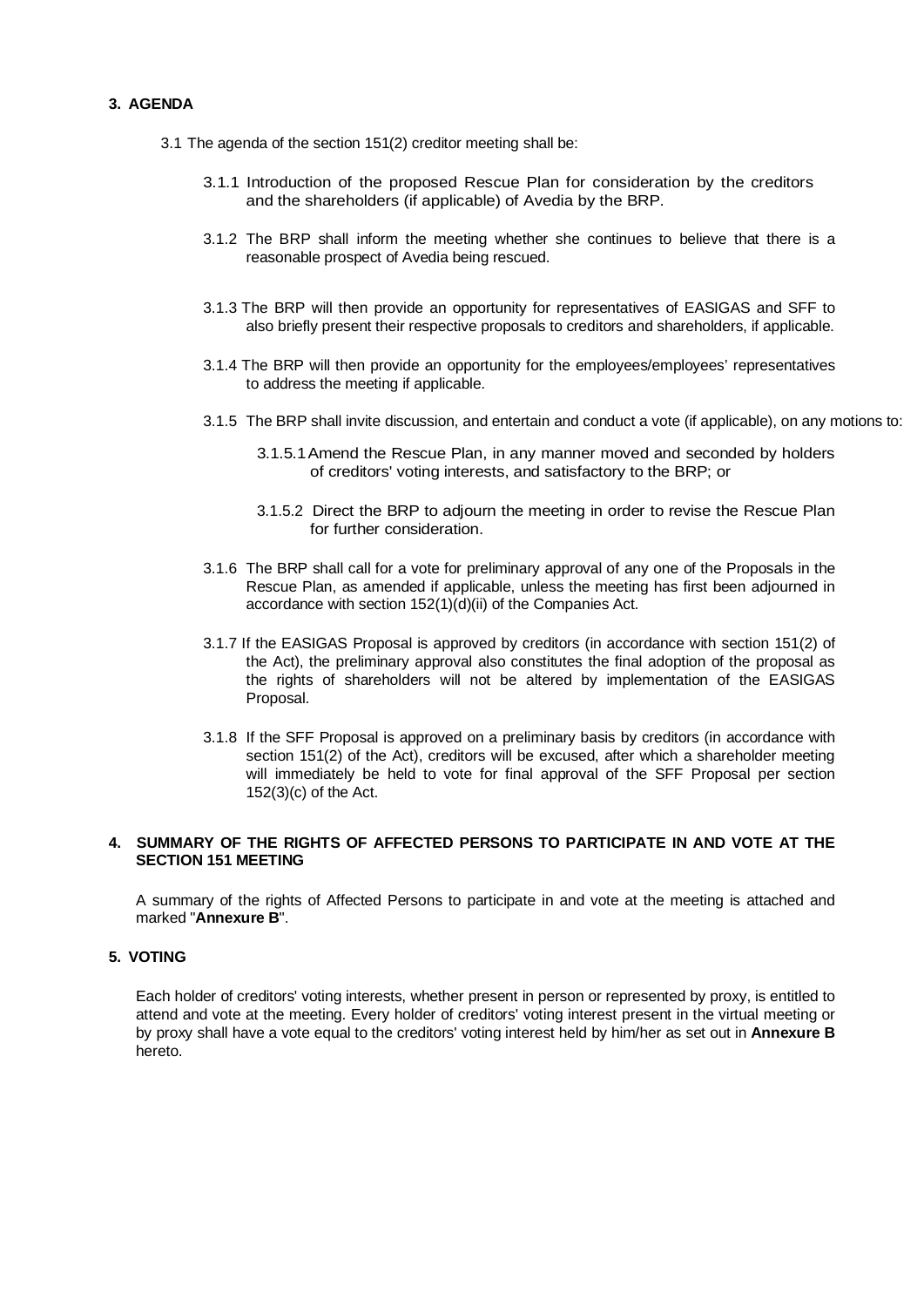## 3. AGENDA

3.1 The agenda of the section 151(2) creditor meeting shall be:

3.1.1 Introduction of the proposed Rescue Plan for consideration by the creditors and the shareholders (if applicable) of Avedia by the BRP.

3.1.2 The BRP shall inform the meeting whether she continues to believe that there is a reasonable prospect of Avedia being rescued.

3.1.3 The BRP will then provide an opportunity for representatives of EASIGAS and SFF to also briefly present their respective proposals to creditors and shareholders, if applicable.

3.1.4 The BRP will then provide an opportunity for the employees/employees' representatives to address the meeting if applicable.

3.1.5 The BRP shall invite discussion, and entertain and conduct a vote (if applicable), on any motions to:

3.1.5.1 Amend the Rescue Plan, in any manner moved and seconded by holders of creditors' voting interests, and satisfactory to the BRP; or

3.1.5.2 Direct the BRP to adjourn the meeting in order to revise the Rescue Plan for further consideration.

3.1.6 The BRP shall call for a vote for preliminary approval of any one of the Proposals in the Rescue Plan, as amended if applicable, unless the meeting has first been adjourned in accordance with section 152(1)(d)(ii) of the Companies Act.

3.1.7 If the EASIGAS Proposal is approved by creditors (in accordance with section 151(2) of the Act), the preliminary approval also constitutes the final adoption of the proposal as the rights of shareholders will not be altered by implementation of the EASIGAS Proposal.

3.1.8 If the SFF Proposal is approved on a preliminary basis by creditors (in accordance with section 151(2) of the Act), creditors will be excused, after which a shareholder meeting will immediately be held to vote for final approval of the SFF Proposal per section 152(3)(c) of the Act.

## 4. SUMMARY OF THE RIGHTS OF AFFECTED PERSONS TO PARTICIPATE IN AND VOTE AT THE SECTION 151 MEETING

A summary of the rights of Affected Persons to participate in and vote at the meeting is attached and marked "**Annexure B**".

## 5. VOTING

Each holder of creditors' voting interests, whether present in person or represented by proxy, is entitled to attend and vote at the meeting. Every holder of creditors' voting interest present in the virtual meeting or by proxy shall have a vote equal to the creditors' voting interest held by him/her as set out in **Annexure B** hereto.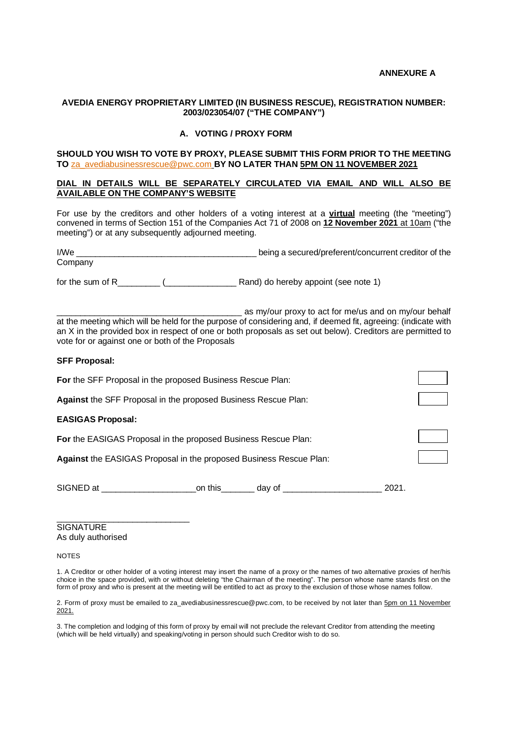**ANNEXURE A**

**AVEDIA ENERGY PROPRIETARY LIMITED (IN BUSINESS RESCUE), REGISTRATION NUMBER: 2003/023054/07 ("THE COMPANY")**

**A. VOTING / PROXY FORM**

**SHOULD YOU WISH TO VOTE BY PROXY, PLEASE SUBMIT THIS FORM PRIOR TO THE MEETING TO** za_avediabusinessrescue@pwc.com **BY NO LATER THAN 5PM ON 11 NOVEMBER 2021**

**DIAL IN DETAILS WILL BE SEPARATELY CIRCULATED VIA EMAIL AND WILL ALSO BE AVAILABLE ON THE COMPANY'S WEBSITE**

For use by the creditors and other holders of a voting interest at a **virtual** meeting (the "meeting") convened in terms of Section 151 of the Companies Act 71 of 2008 on **12 November 2021** at 10am ("the meeting") or at any subsequently adjourned meeting.

I/We ______________________________________ being a secured/preferent/concurrent creditor of the Company

for the sum of R_________ (_______________ Rand) do hereby appoint (see note 1)

_______________________________________ as my/our proxy to act for me/us and on my/our behalf at the meeting which will be held for the purpose of considering and, if deemed fit, agreeing: (indicate with an X in the provided box in respect of one or both proposals as set out below). Creditors are permitted to vote for or against one or both of the Proposals

**SFF Proposal:**

**For** the SFF Proposal in the proposed Business Rescue Plan: ☐

**Against** the SFF Proposal in the proposed Business Rescue Plan: ☐

**EASIGAS Proposal:**

**For** the EASIGAS Proposal in the proposed Business Rescue Plan: ☐

**Against** the EASIGAS Proposal in the proposed Business Rescue Plan: ☐

SIGNED at ____________________on this_______ day of _____________________ 2021.

____________________________
SIGNATURE
As duly authorised

NOTES

1. A Creditor or other holder of a voting interest may insert the name of a proxy or the names of two alternative proxies of her/his choice in the space provided, with or without deleting "the Chairman of the meeting". The person whose name stands first on the form of proxy and who is present at the meeting will be entitled to act as proxy to the exclusion of those whose names follow.

2. Form of proxy must be emailed to za_avediabusinessrescue@pwc.com, to be received by not later than 5pm on 11 November 2021.

3. The completion and lodging of this form of proxy by email will not preclude the relevant Creditor from attending the meeting (which will be held virtually) and speaking/voting in person should such Creditor wish to do so.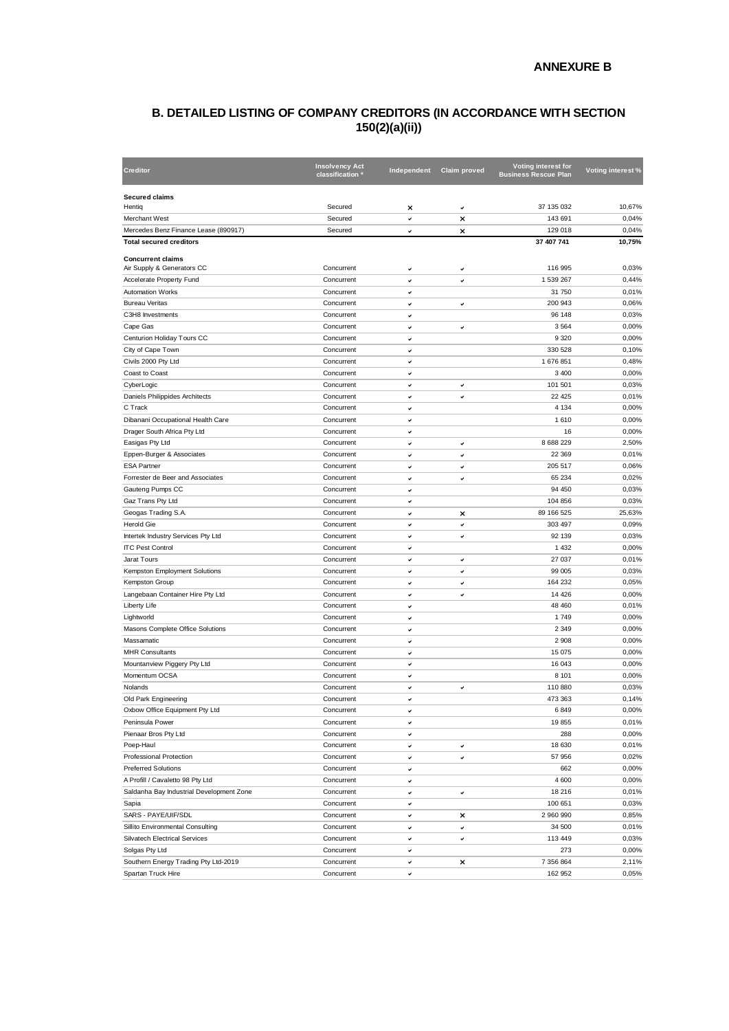# ANNEXURE B

## B. DETAILED LISTING OF COMPANY CREDITORS (IN ACCORDANCE WITH SECTION 150(2)(a)(ii))

| Creditor | Insolvency Act classification * | Independent | Claim proved | Voting interest for Business Rescue Plan | Voting interest % |
|---|---|---|---|---|---|
| **Secured claims** | | | | | |
| Hentiq | Secured | ✗ | ✓ | 37 135 032 | 10,67% |
| Merchant West | Secured | ✓ | ✗ | 143 691 | 0,04% |
| Mercedes Benz Finance Lease (890917) | Secured | ✓ | ✗ | 129 018 | 0,04% |
| **Total secured creditors** | | | | **37 407 741** | **10,75%** |
| **Concurrent claims** | | | | | |
| Air Supply & Generators CC | Concurrent | ✓ | ✓ | 116 995 | 0,03% |
| Accelerate Property Fund | Concurrent | ✓ | ✓ | 1 539 267 | 0,44% |
| Automation Works | Concurrent | ✓ | | 31 750 | 0,01% |
| Bureau Veritas | Concurrent | ✓ | ✓ | 200 943 | 0,06% |
| C3H8 Investments | Concurrent | ✓ | | 96 148 | 0,03% |
| Cape Gas | Concurrent | ✓ | ✓ | 3 564 | 0,00% |
| Centurion Holiday Tours CC | Concurrent | ✓ | | 9 320 | 0,00% |
| City of Cape Town | Concurrent | ✓ | | 330 528 | 0,10% |
| Civils 2000 Pty Ltd | Concurrent | ✓ | | 1 676 851 | 0,48% |
| Coast to Coast | Concurrent | ✓ | | 3 400 | 0,00% |
| CyberLogic | Concurrent | ✓ | ✓ | 101 501 | 0,03% |
| Daniels Philippides Architects | Concurrent | ✓ | ✓ | 22 425 | 0,01% |
| C Track | Concurrent | ✓ | | 4 134 | 0,00% |
| Dibanani Occupational Health Care | Concurrent | ✓ | | 1 610 | 0,00% |
| Drager South Africa Pty Ltd | Concurrent | ✓ | | 16 | 0,00% |
| Easigas Pty Ltd | Concurrent | ✓ | ✓ | 8 688 229 | 2,50% |
| Eppen-Burger & Associates | Concurrent | ✓ | ✓ | 22 369 | 0,01% |
| ESA Partner | Concurrent | ✓ | ✓ | 205 517 | 0,06% |
| Forrester de Beer and Associates | Concurrent | ✓ | ✓ | 65 234 | 0,02% |
| Gauteng Pumps CC | Concurrent | ✓ | | 94 450 | 0,03% |
| Gaz Trans Pty Ltd | Concurrent | ✓ | | 104 856 | 0,03% |
| Geogas Trading S.A. | Concurrent | ✓ | ✗ | 89 166 525 | 25,63% |
| Herold Gie | Concurrent | ✓ | ✓ | 303 497 | 0,09% |
| Intertek Industry Services Pty Ltd | Concurrent | ✓ | ✓ | 92 139 | 0,03% |
| ITC Pest Control | Concurrent | ✓ | | 1 432 | 0,00% |
| Jarat Tours | Concurrent | ✓ | ✓ | 27 037 | 0,01% |
| Kempston Employment Solutions | Concurrent | ✓ | ✓ | 99 005 | 0,03% |
| Kempston Group | Concurrent | ✓ | ✓ | 164 232 | 0,05% |
| Langebaan Container Hire Pty Ltd | Concurrent | ✓ | ✓ | 14 426 | 0,00% |
| Liberty Life | Concurrent | ✓ | | 48 460 | 0,01% |
| Lightworld | Concurrent | ✓ | | 1 749 | 0,00% |
| Masons Complete Office Solutions | Concurrent | ✓ | | 2 349 | 0,00% |
| Massamatic | Concurrent | ✓ | | 2 908 | 0,00% |
| MHR Consultants | Concurrent | ✓ | | 15 075 | 0,00% |
| Mountanview Piggery Pty Ltd | Concurrent | ✓ | | 16 043 | 0,00% |
| Momentum OCSA | Concurrent | ✓ | | 8 101 | 0,00% |
| Nolands | Concurrent | ✓ | ✓ | 110 880 | 0,03% |
| Old Park Engineering | Concurrent | ✓ | | 473 363 | 0,14% |
| Oxbow Office Equipment Pty Ltd | Concurrent | ✓ | | 6 849 | 0,00% |
| Peninsula Power | Concurrent | ✓ | | 19 855 | 0,01% |
| Pienaar Bros Pty Ltd | Concurrent | ✓ | | 288 | 0,00% |
| Poep-Haul | Concurrent | ✓ | ✓ | 18 630 | 0,01% |
| Professional Protection | Concurrent | ✓ | ✓ | 57 956 | 0,02% |
| Preferred Solutions | Concurrent | ✓ | | 662 | 0,00% |
| A Profill / Cavaletto 98 Pty Ltd | Concurrent | ✓ | | 4 600 | 0,00% |
| Saldanha Bay Industrial Development Zone | Concurrent | ✓ | ✓ | 18 216 | 0,01% |
| Sapia | Concurrent | ✓ | | 100 651 | 0,03% |
| SARS - PAYE/UIF/SDL | Concurrent | ✓ | ✗ | 2 960 990 | 0,85% |
| Sillito Environmental Consulting | Concurrent | ✓ | ✓ | 34 500 | 0,01% |
| Silvatech Electrical Services | Concurrent | ✓ | ✓ | 113 449 | 0,03% |
| Solgas Pty Ltd | Concurrent | ✓ | | 273 | 0,00% |
| Southern Energy Trading Pty Ltd-2019 | Concurrent | ✓ | ✗ | 7 356 864 | 2,11% |
| Spartan Truck Hire | Concurrent | ✓ | | 162 952 | 0,05% |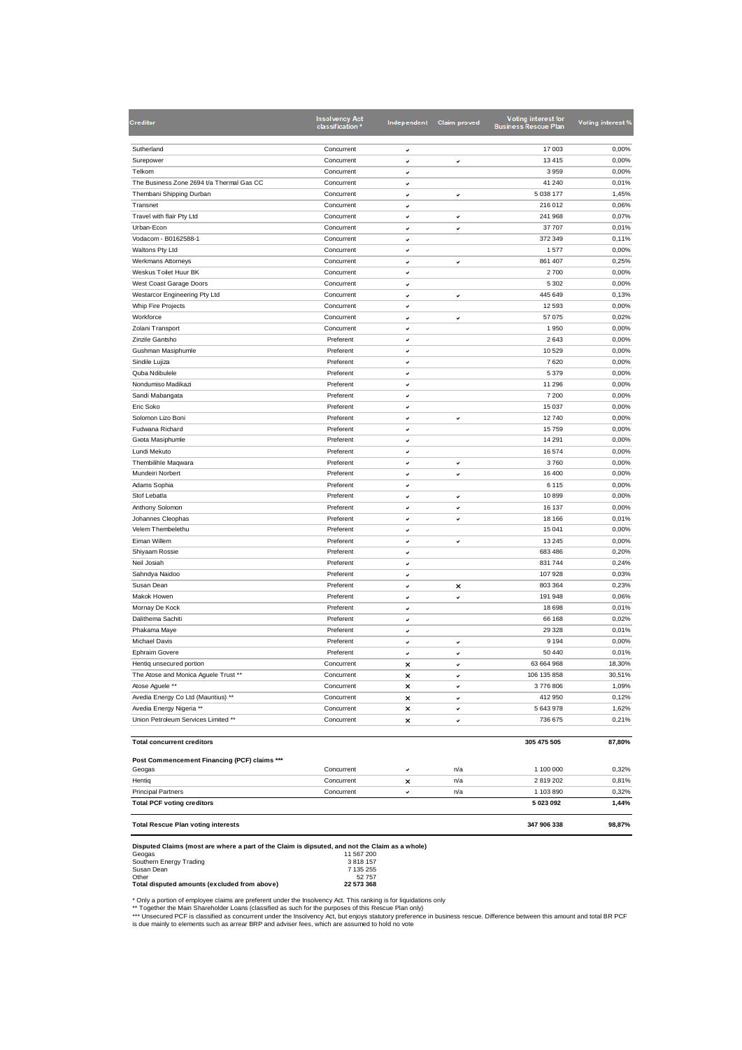| Creditor | Insolvency Act classification * | Independent | Claim proved | Voting interest for Business Rescue Plan | Voting interest % |
|---|---|---|---|---|---|
| Sutherland | Concurrent | ✔ | | 17 003 | 0,00% |
| Surepower | Concurrent | ✔ | ✔ | 13 415 | 0,00% |
| Telkom | Concurrent | ✔ | | 3 959 | 0,00% |
| The Business Zone 2694 t/a Thermal Gas CC | Concurrent | ✔ | | 41 240 | 0,01% |
| Thembani Shipping Durban | Concurrent | ✔ | ✔ | 5 038 177 | 1,45% |
| Transnet | Concurrent | ✔ | | 216 012 | 0,06% |
| Travel with flair Pty Ltd | Concurrent | ✔ | ✔ | 241 968 | 0,07% |
| Urban-Econ | Concurrent | ✔ | ✔ | 37 707 | 0,01% |
| Vodacom - B0162588-1 | Concurrent | ✔ | | 372 349 | 0,11% |
| Waltons Pty Ltd | Concurrent | ✔ | | 1 577 | 0,00% |
| Werkmans Attorneys | Concurrent | ✔ | ✔ | 861 407 | 0,25% |
| Weskus Toilet Huur BK | Concurrent | ✔ | | 2 700 | 0,00% |
| West Coast Garage Doors | Concurrent | ✔ | | 5 302 | 0,00% |
| Westarcor Engineering Pty Ltd | Concurrent | ✔ | ✔ | 445 649 | 0,13% |
| Whip Fire Projects | Concurrent | ✔ | | 12 593 | 0,00% |
| Workforce | Concurrent | ✔ | ✔ | 57 075 | 0,02% |
| Zolani Transport | Concurrent | ✔ | | 1 950 | 0,00% |
| Zinzile Gantsho | Preferent | ✔ | | 2 643 | 0,00% |
| Gushman Masiphumle | Preferent | ✔ | | 10 529 | 0,00% |
| Sindile Lujiza | Preferent | ✔ | | 7 620 | 0,00% |
| Quba Ndibulele | Preferent | ✔ | | 5 379 | 0,00% |
| Nondumiso Madikazi | Preferent | ✔ | | 11 296 | 0,00% |
| Sandi Mabangata | Preferent | ✔ | | 7 200 | 0,00% |
| Eric Soko | Preferent | ✔ | | 15 037 | 0,00% |
| Solomon Lizo Boni | Preferent | ✔ | ✔ | 12 740 | 0,00% |
| Fudwana Richard | Preferent | ✔ | | 15 759 | 0,00% |
| Gxota Masiphumle | Preferent | ✔ | | 14 291 | 0,00% |
| Lundi Mekuto | Preferent | ✔ | | 16 574 | 0,00% |
| Thembilihle Maqwara | Preferent | ✔ | ✔ | 3 760 | 0,00% |
| Mundeiri Norbert | Preferent | ✔ | ✔ | 16 400 | 0,00% |
| Adams Sophia | Preferent | ✔ | | 6 115 | 0,00% |
| Stof Lebatla | Preferent | ✔ | ✔ | 10 899 | 0,00% |
| Anthony Solomon | Preferent | ✔ | ✔ | 16 137 | 0,00% |
| Johannes Cleophas | Preferent | ✔ | ✔ | 18 166 | 0,01% |
| Velem Thembelethu | Preferent | ✔ | | 15 041 | 0,00% |
| Eiman Willem | Preferent | ✔ | ✔ | 13 245 | 0,00% |
| Shiyaam Rossie | Preferent | ✔ | | 683 486 | 0,20% |
| Neil Josiah | Preferent | ✔ | | 831 744 | 0,24% |
| Sahndya Naidoo | Preferent | ✔ | | 107 928 | 0,03% |
| Susan Dean | Preferent | ✔ | ✘ | 803 364 | 0,23% |
| Makok Howen | Preferent | ✔ | ✔ | 191 948 | 0,06% |
| Mornay De Kock | Preferent | ✔ | | 18 698 | 0,01% |
| Dalithema Sachiti | Preferent | ✔ | | 66 168 | 0,02% |
| Phakama Maye | Preferent | ✔ | | 29 328 | 0,01% |
| Michael Davis | Preferent | ✔ | ✔ | 9 194 | 0,00% |
| Ephraim Govere | Preferent | ✔ | ✔ | 50 440 | 0,01% |
| Hentiq unsecured portion | Concurrent | ✘ | ✔ | 63 664 968 | 18,30% |
| The Atose and Monica Aguele Trust ** | Concurrent | ✘ | ✔ | 106 135 858 | 30,51% |
| Atose Aguele ** | Concurrent | ✘ | ✔ | 3 776 806 | 1,09% |
| Avedia Energy Co Ltd (Mauritius) ** | Concurrent | ✘ | ✔ | 412 950 | 0,12% |
| Avedia Energy Nigeria ** | Concurrent | ✘ | ✔ | 5 643 978 | 1,62% |
| Union Petroleum Services Limited ** | Concurrent | ✘ | ✔ | 736 675 | 0,21% |
| **Total concurrent creditors** | | | | **305 475 505** | **87,80%** |
| **Post Commencement Financing (PCF) claims \*\*\*** | | | | | |
| Geogas | Concurrent | ✔ | n/a | 1 100 000 | 0,32% |
| Hentiq | Concurrent | ✘ | n/a | 2 819 202 | 0,81% |
| Principal Partners | Concurrent | ✔ | n/a | 1 103 890 | 0,32% |
| **Total PCF voting creditors** | | | | **5 023 092** | **1,44%** |
| **Total Rescue Plan voting interests** | | | | **347 906 338** | **98,87%** |

**Disputed Claims (most are where a part of the Claim is dipsuted, and not the Claim as a whole)**

| | |
|---|---|
| Geogas | 11 567 200 |
| Southern Energy Trading | 3 818 157 |
| Susan Dean | 7 135 255 |
| Other | 52 757 |
| **Total disputed amounts (excluded from above)** | **22 573 368** |

\* Only a portion of employee claims are preferent under the Insolvency Act. This ranking is for liquidations only

** Together the Main Shareholder Loans (classified as such for the purposes of this Rescue Plan only)

*** Unsecured PCF is classified as concurrent under the Insolvency Act, but enjoys statutory preference in business rescue. Difference between this amount and total BR PCF is due mainly to elements such as arrear BRP and adviser fees, which are assumed to hold no vote